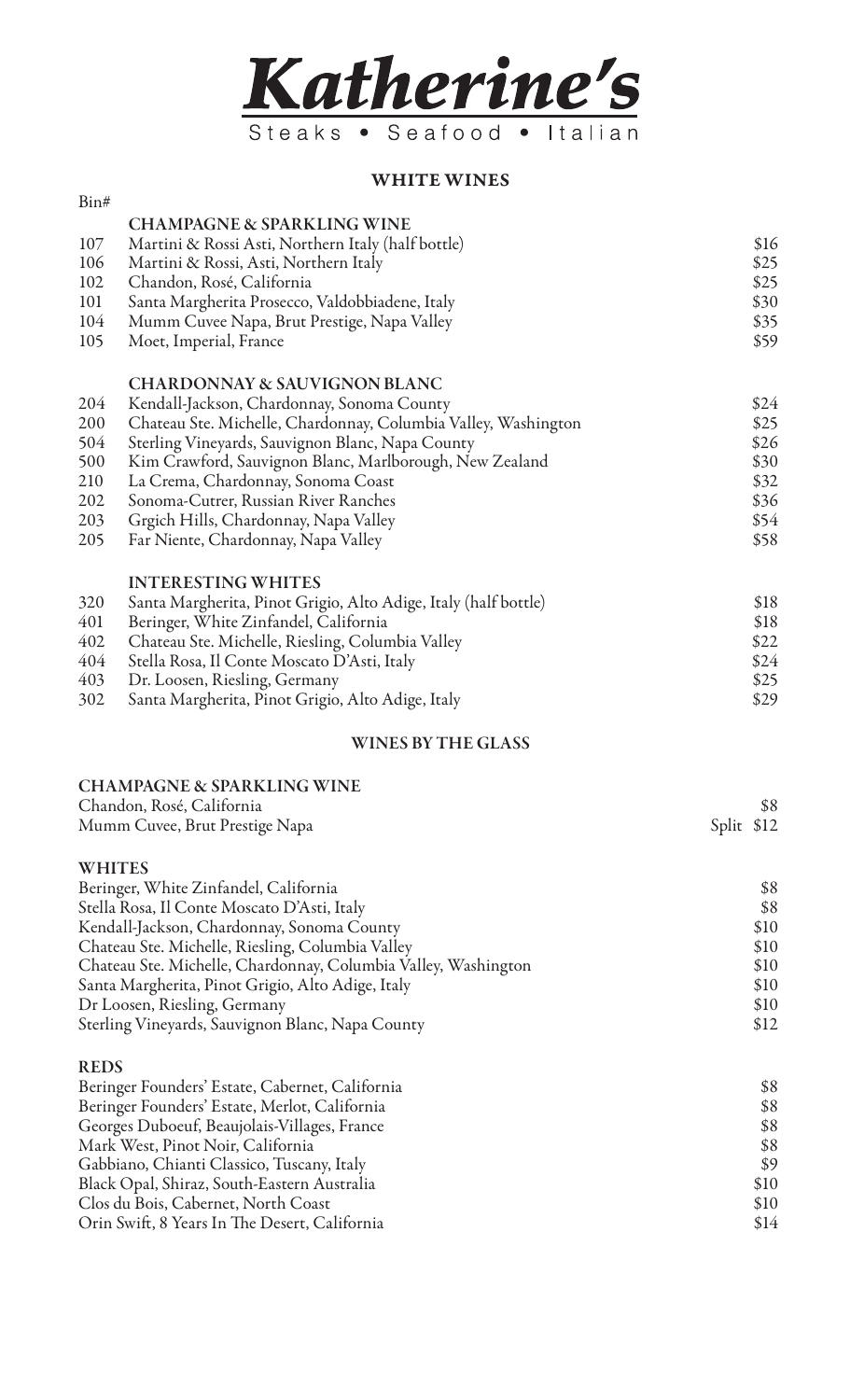# Katherine's

Steaks • Seafood • Italian

## WHITE WINES

| Bin# | | |
|---|---|---|
| | **CHAMPAGNE & SPARKLING WINE** | |
| 107 | Martini & Rossi Asti, Northern Italy (half bottle) | $16 |
| 106 | Martini & Rossi, Asti, Northern Italy | $25 |
| 102 | Chandon, Rosé, California | $25 |
| 101 | Santa Margherita Prosecco, Valdobbiadene, Italy | $30 |
| 104 | Mumm Cuvee Napa, Brut Prestige, Napa Valley | $35 |
| 105 | Moet, Imperial, France | $59 |
| | **CHARDONNAY & SAUVIGNON BLANC** | |
| 204 | Kendall-Jackson, Chardonnay, Sonoma County | $24 |
| 200 | Chateau Ste. Michelle, Chardonnay, Columbia Valley, Washington | $25 |
| 504 | Sterling Vineyards, Sauvignon Blanc, Napa County | $26 |
| 500 | Kim Crawford, Sauvignon Blanc, Marlborough, New Zealand | $30 |
| 210 | La Crema, Chardonnay, Sonoma Coast | $32 |
| 202 | Sonoma-Cutrer, Russian River Ranches | $36 |
| 203 | Grgich Hills, Chardonnay, Napa Valley | $54 |
| 205 | Far Niente, Chardonnay, Napa Valley | $58 |
| | **INTERESTING WHITES** | |
| 320 | Santa Margherita, Pinot Grigio, Alto Adige, Italy (half bottle) | $18 |
| 401 | Beringer, White Zinfandel, California | $18 |
| 402 | Chateau Ste. Michelle, Riesling, Columbia Valley | $22 |
| 404 | Stella Rosa, Il Conte Moscato D'Asti, Italy | $24 |
| 403 | Dr. Loosen, Riesling, Germany | $25 |
| 302 | Santa Margherita, Pinot Grigio, Alto Adige, Italy | $29 |

## WINES BY THE GLASS

| | |
|---|---|
| **CHAMPAGNE & SPARKLING WINE** | |
| Chandon, Rosé, California | $8 |
| Mumm Cuvee, Brut Prestige Napa | Split $12 |
| **WHITES** | |
| Beringer, White Zinfandel, California | $8 |
| Stella Rosa, Il Conte Moscato D'Asti, Italy | $8 |
| Kendall-Jackson, Chardonnay, Sonoma County | $10 |
| Chateau Ste. Michelle, Riesling, Columbia Valley | $10 |
| Chateau Ste. Michelle, Chardonnay, Columbia Valley, Washington | $10 |
| Santa Margherita, Pinot Grigio, Alto Adige, Italy | $10 |
| Dr Loosen, Riesling, Germany | $10 |
| Sterling Vineyards, Sauvignon Blanc, Napa County | $12 |
| **REDS** | |
| Beringer Founders' Estate, Cabernet, California | $8 |
| Beringer Founders' Estate, Merlot, California | $8 |
| Georges Duboeuf, Beaujolais-Villages, France | $8 |
| Mark West, Pinot Noir, California | $8 |
| Gabbiano, Chianti Classico, Tuscany, Italy | $9 |
| Black Opal, Shiraz, South-Eastern Australia | $10 |
| Clos du Bois, Cabernet, North Coast | $10 |
| Orin Swift, 8 Years In The Desert, California | $14 |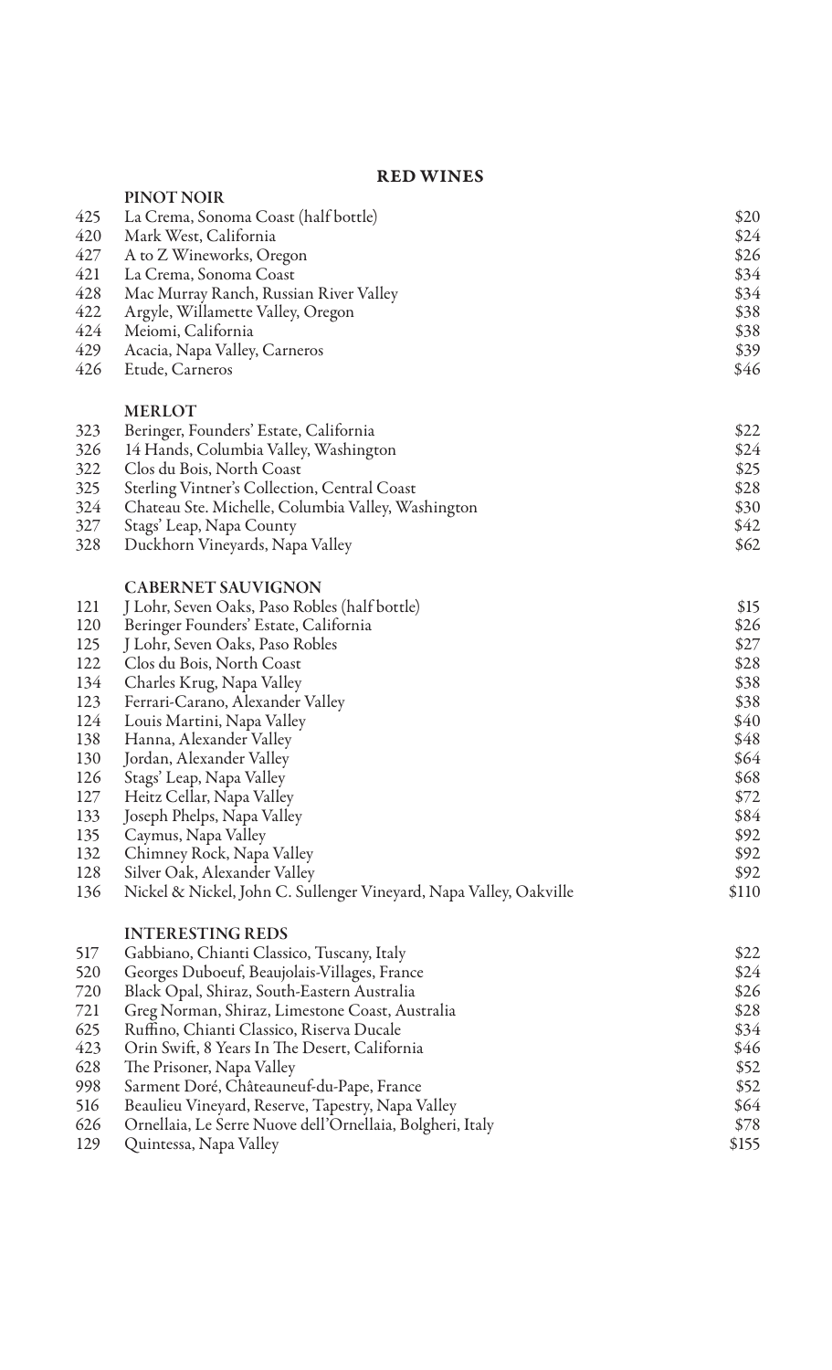# RED WINES

## PINOT NOIR

| | | |
|---|---|---|
| 425 | La Crema, Sonoma Coast (half bottle) | $20 |
| 420 | Mark West, California | $24 |
| 427 | A to Z Wineworks, Oregon | $26 |
| 421 | La Crema, Sonoma Coast | $34 |
| 428 | Mac Murray Ranch, Russian River Valley | $34 |
| 422 | Argyle, Willamette Valley, Oregon | $38 |
| 424 | Meiomi, California | $38 |
| 429 | Acacia, Napa Valley, Carneros | $39 |
| 426 | Etude, Carneros | $46 |

## MERLOT

| | | |
|---|---|---|
| 323 | Beringer, Founders' Estate, California | $22 |
| 326 | 14 Hands, Columbia Valley, Washington | $24 |
| 322 | Clos du Bois, North Coast | $25 |
| 325 | Sterling Vintner's Collection, Central Coast | $28 |
| 324 | Chateau Ste. Michelle, Columbia Valley, Washington | $30 |
| 327 | Stags' Leap, Napa County | $42 |
| 328 | Duckhorn Vineyards, Napa Valley | $62 |

## CABERNET SAUVIGNON

| | | |
|---|---|---|
| 121 | J Lohr, Seven Oaks, Paso Robles (half bottle) | $15 |
| 120 | Beringer Founders' Estate, California | $26 |
| 125 | J Lohr, Seven Oaks, Paso Robles | $27 |
| 122 | Clos du Bois, North Coast | $28 |
| 134 | Charles Krug, Napa Valley | $38 |
| 123 | Ferrari-Carano, Alexander Valley | $38 |
| 124 | Louis Martini, Napa Valley | $40 |
| 138 | Hanna, Alexander Valley | $48 |
| 130 | Jordan, Alexander Valley | $64 |
| 126 | Stags' Leap, Napa Valley | $68 |
| 127 | Heitz Cellar, Napa Valley | $72 |
| 133 | Joseph Phelps, Napa Valley | $84 |
| 135 | Caymus, Napa Valley | $92 |
| 132 | Chimney Rock, Napa Valley | $92 |
| 128 | Silver Oak, Alexander Valley | $92 |
| 136 | Nickel & Nickel, John C. Sullenger Vineyard, Napa Valley, Oakville | $110 |

## INTERESTING REDS

| | | |
|---|---|---|
| 517 | Gabbiano, Chianti Classico, Tuscany, Italy | $22 |
| 520 | Georges Duboeuf, Beaujolais-Villages, France | $24 |
| 720 | Black Opal, Shiraz, South-Eastern Australia | $26 |
| 721 | Greg Norman, Shiraz, Limestone Coast, Australia | $28 |
| 625 | Ruffino, Chianti Classico, Riserva Ducale | $34 |
| 423 | Orin Swift, 8 Years In The Desert, California | $46 |
| 628 | The Prisoner, Napa Valley | $52 |
| 998 | Sarment Doré, Châteauneuf-du-Pape, France | $52 |
| 516 | Beaulieu Vineyard, Reserve, Tapestry, Napa Valley | $64 |
| 626 | Ornellaia, Le Serre Nuove dell'Ornellaia, Bolgheri, Italy | $78 |
| 129 | Quintessa, Napa Valley | $155 |